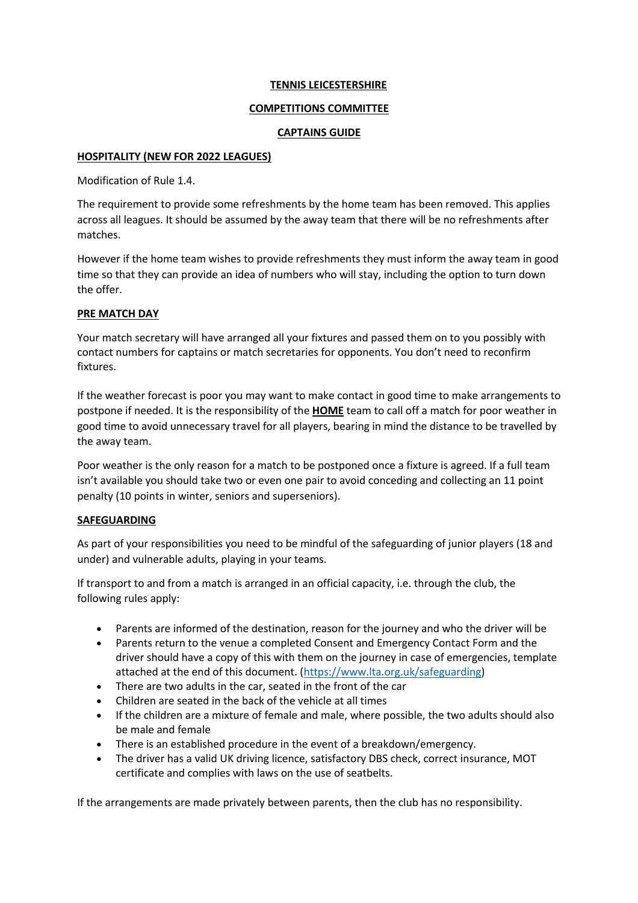# TENNIS LEICESTERSHIRE

## COMPETITIONS COMMITTEE

## CAPTAINS GUIDE

### HOSPITALITY (NEW FOR 2022 LEAGUES)

Modification of Rule 1.4.

The requirement to provide some refreshments by the home team has been removed. This applies across all leagues. It should be assumed by the away team that there will be no refreshments after matches.

However if the home team wishes to provide refreshments they must inform the away team in good time so that they can provide an idea of numbers who will stay, including the option to turn down the offer.

### PRE MATCH DAY

Your match secretary will have arranged all your fixtures and passed them on to you possibly with contact numbers for captains or match secretaries for opponents. You don't need to reconfirm fixtures.

If the weather forecast is poor you may want to make contact in good time to make arrangements to postpone if needed. It is the responsibility of the **HOME** team to call off a match for poor weather in good time to avoid unnecessary travel for all players, bearing in mind the distance to be travelled by the away team.

Poor weather is the only reason for a match to be postponed once a fixture is agreed. If a full team isn't available you should take two or even one pair to avoid conceding and collecting an 11 point penalty (10 points in winter, seniors and superseniors).

### SAFEGUARDING

As part of your responsibilities you need to be mindful of the safeguarding of junior players (18 and under) and vulnerable adults, playing in your teams.

If transport to and from a match is arranged in an official capacity, i.e. through the club, the following rules apply:

- Parents are informed of the destination, reason for the journey and who the driver will be
- Parents return to the venue a completed Consent and Emergency Contact Form and the driver should have a copy of this with them on the journey in case of emergencies, template attached at the end of this document. (https://www.lta.org.uk/safeguarding)
- There are two adults in the car, seated in the front of the car
- Children are seated in the back of the vehicle at all times
- If the children are a mixture of female and male, where possible, the two adults should also be male and female
- There is an established procedure in the event of a breakdown/emergency.
- The driver has a valid UK driving licence, satisfactory DBS check, correct insurance, MOT certificate and complies with laws on the use of seatbelts.

If the arrangements are made privately between parents, then the club has no responsibility.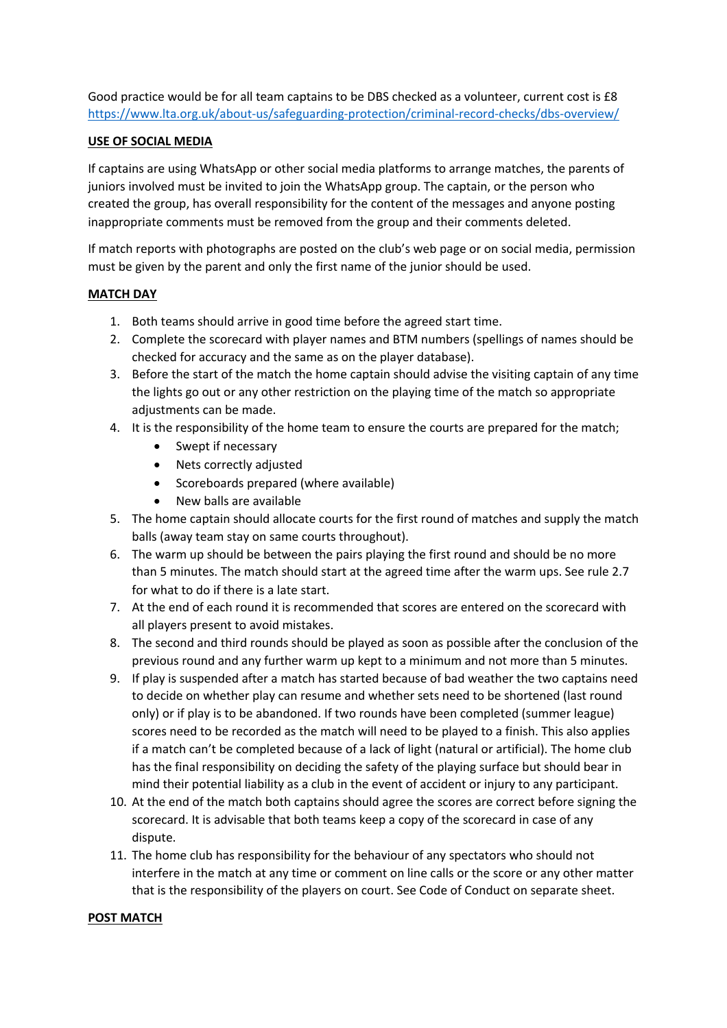Good practice would be for all team captains to be DBS checked as a volunteer, current cost is £8 https://www.lta.org.uk/about-us/safeguarding-protection/criminal-record-checks/dbs-overview/

**USE OF SOCIAL MEDIA**

If captains are using WhatsApp or other social media platforms to arrange matches, the parents of juniors involved must be invited to join the WhatsApp group. The captain, or the person who created the group, has overall responsibility for the content of the messages and anyone posting inappropriate comments must be removed from the group and their comments deleted.

If match reports with photographs are posted on the club's web page or on social media, permission must be given by the parent and only the first name of the junior should be used.

**MATCH DAY**

1. Both teams should arrive in good time before the agreed start time.
2. Complete the scorecard with player names and BTM numbers (spellings of names should be checked for accuracy and the same as on the player database).
3. Before the start of the match the home captain should advise the visiting captain of any time the lights go out or any other restriction on the playing time of the match so appropriate adjustments can be made.
4. It is the responsibility of the home team to ensure the courts are prepared for the match;
    - Swept if necessary
    - Nets correctly adjusted
    - Scoreboards prepared (where available)
    - New balls are available
5. The home captain should allocate courts for the first round of matches and supply the match balls (away team stay on same courts throughout).
6. The warm up should be between the pairs playing the first round and should be no more than 5 minutes. The match should start at the agreed time after the warm ups. See rule 2.7 for what to do if there is a late start.
7. At the end of each round it is recommended that scores are entered on the scorecard with all players present to avoid mistakes.
8. The second and third rounds should be played as soon as possible after the conclusion of the previous round and any further warm up kept to a minimum and not more than 5 minutes.
9. If play is suspended after a match has started because of bad weather the two captains need to decide on whether play can resume and whether sets need to be shortened (last round only) or if play is to be abandoned. If two rounds have been completed (summer league) scores need to be recorded as the match will need to be played to a finish. This also applies if a match can't be completed because of a lack of light (natural or artificial). The home club has the final responsibility on deciding the safety of the playing surface but should bear in mind their potential liability as a club in the event of accident or injury to any participant.
10. At the end of the match both captains should agree the scores are correct before signing the scorecard. It is advisable that both teams keep a copy of the scorecard in case of any dispute.
11. The home club has responsibility for the behaviour of any spectators who should not interfere in the match at any time or comment on line calls or the score or any other matter that is the responsibility of the players on court. See Code of Conduct on separate sheet.

**POST MATCH**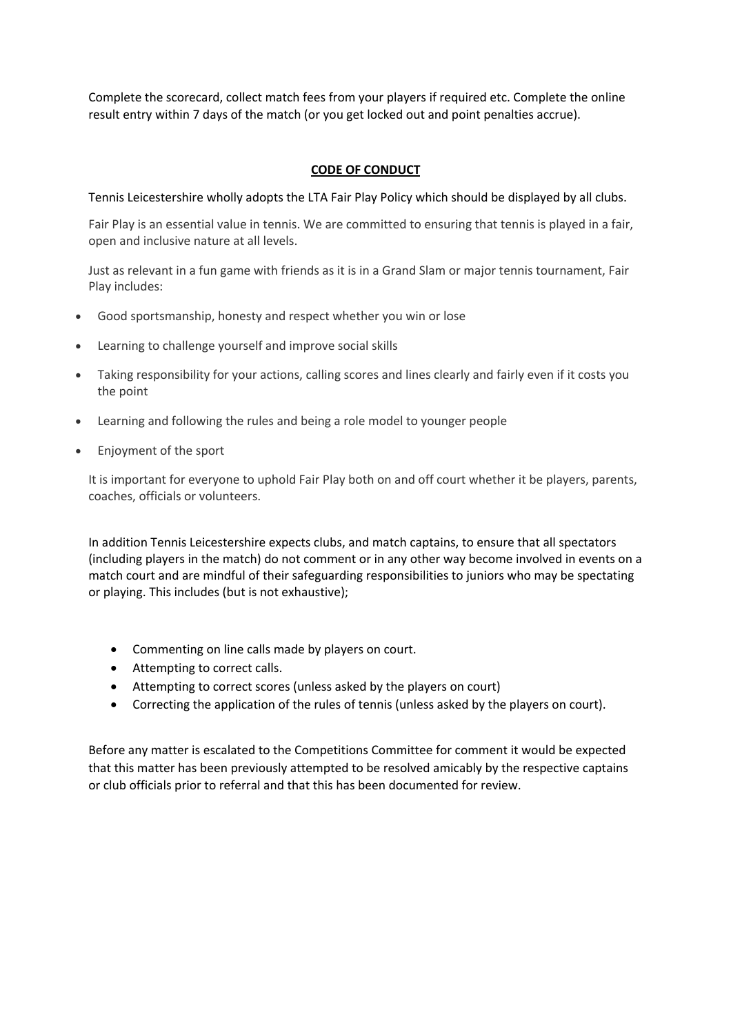Complete the scorecard, collect match fees from your players if required etc. Complete the online result entry within 7 days of the match (or you get locked out and point penalties accrue).

## **CODE OF CONDUCT**

Tennis Leicestershire wholly adopts the LTA Fair Play Policy which should be displayed by all clubs.

Fair Play is an essential value in tennis. We are committed to ensuring that tennis is played in a fair, open and inclusive nature at all levels.

Just as relevant in a fun game with friends as it is in a Grand Slam or major tennis tournament, Fair Play includes:

- Good sportsmanship, honesty and respect whether you win or lose
- Learning to challenge yourself and improve social skills
- Taking responsibility for your actions, calling scores and lines clearly and fairly even if it costs you the point
- Learning and following the rules and being a role model to younger people
- Enjoyment of the sport

It is important for everyone to uphold Fair Play both on and off court whether it be players, parents, coaches, officials or volunteers.

In addition Tennis Leicestershire expects clubs, and match captains, to ensure that all spectators (including players in the match) do not comment or in any other way become involved in events on a match court and are mindful of their safeguarding responsibilities to juniors who may be spectating or playing. This includes (but is not exhaustive);

- Commenting on line calls made by players on court.
- Attempting to correct calls.
- Attempting to correct scores (unless asked by the players on court)
- Correcting the application of the rules of tennis (unless asked by the players on court).

Before any matter is escalated to the Competitions Committee for comment it would be expected that this matter has been previously attempted to be resolved amicably by the respective captains or club officials prior to referral and that this has been documented for review.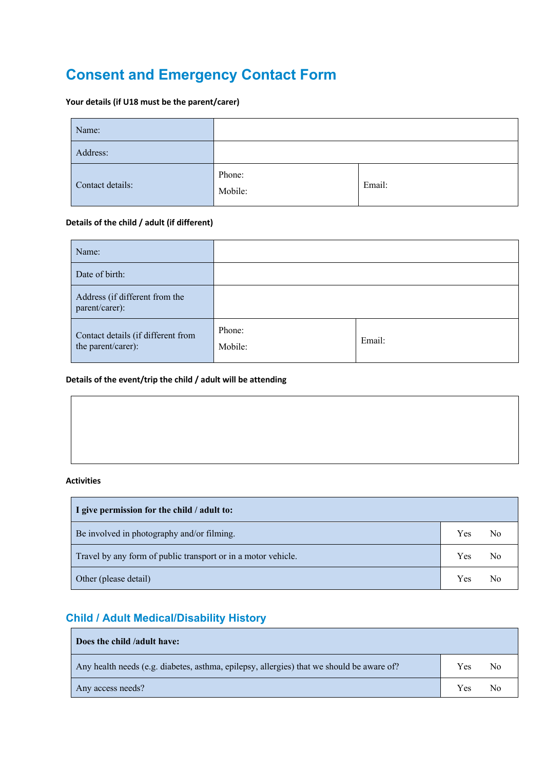# Consent and Emergency Contact Form

**Your details (if U18 must be the parent/carer)**

| | | |
|---|---|---|
| Name: | | |
| Address: | | |
| Contact details: | Phone:<br>Mobile: | Email: |

**Details of the child / adult (if different)**

| | | |
|---|---|---|
| Name: | | |
| Date of birth: | | |
| Address (if different from the parent/carer): | | |
| Contact details (if different from the parent/carer): | Phone:<br>Mobile: | Email: |

**Details of the event/trip the child / adult will be attending**

| |
|---|
| |

**Activities**

| **I give permission for the child / adult to:** | |
|---|---|
| Be involved in photography and/or filming. | Yes No |
| Travel by any form of public transport or in a motor vehicle. | Yes No |
| Other (please detail) | Yes No |

## Child / Adult Medical/Disability History

| **Does the child /adult have:** | |
|---|---|
| Any health needs (e.g. diabetes, asthma, epilepsy, allergies) that we should be aware of? | Yes No |
| Any access needs? | Yes No |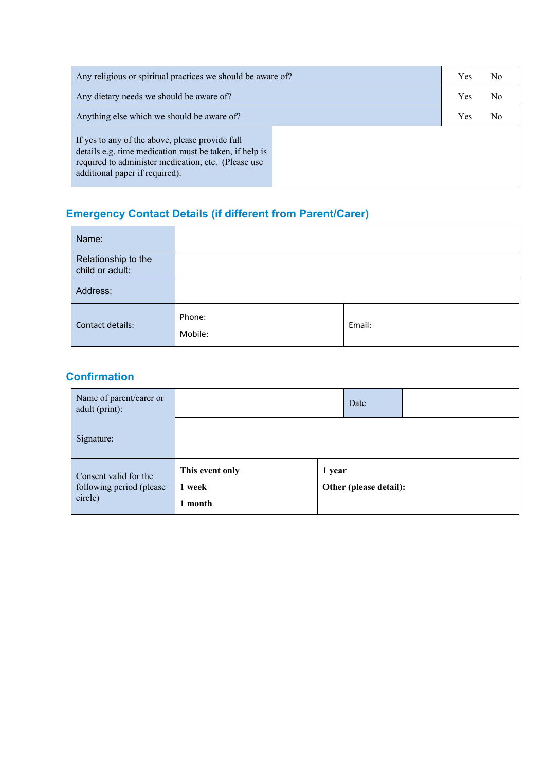| | | |
|---|---|---|
| Any religious or spiritual practices we should be aware of? | Yes | No |
| Any dietary needs we should be aware of? | Yes | No |
| Anything else which we should be aware of? | Yes | No |
| If yes to any of the above, please provide full details e.g. time medication must be taken, if help is required to administer medication, etc. (Please use additional paper if required). | | |

## Emergency Contact Details (if different from Parent/Carer)

| | | |
|---|---|---|
| Name: | | |
| Relationship to the child or adult: | | |
| Address: | | |
| Contact details: | Phone:<br>Mobile: | Email: |

## Confirmation

| | | | |
|---|---|---|---|
| Name of parent/carer or adult (print): | | Date | |
| Signature: | | | |
| Consent valid for the following period (please circle) | **This event only**<br>**1 week**<br>**1 month** | **1 year**<br>**Other (please detail):** | |